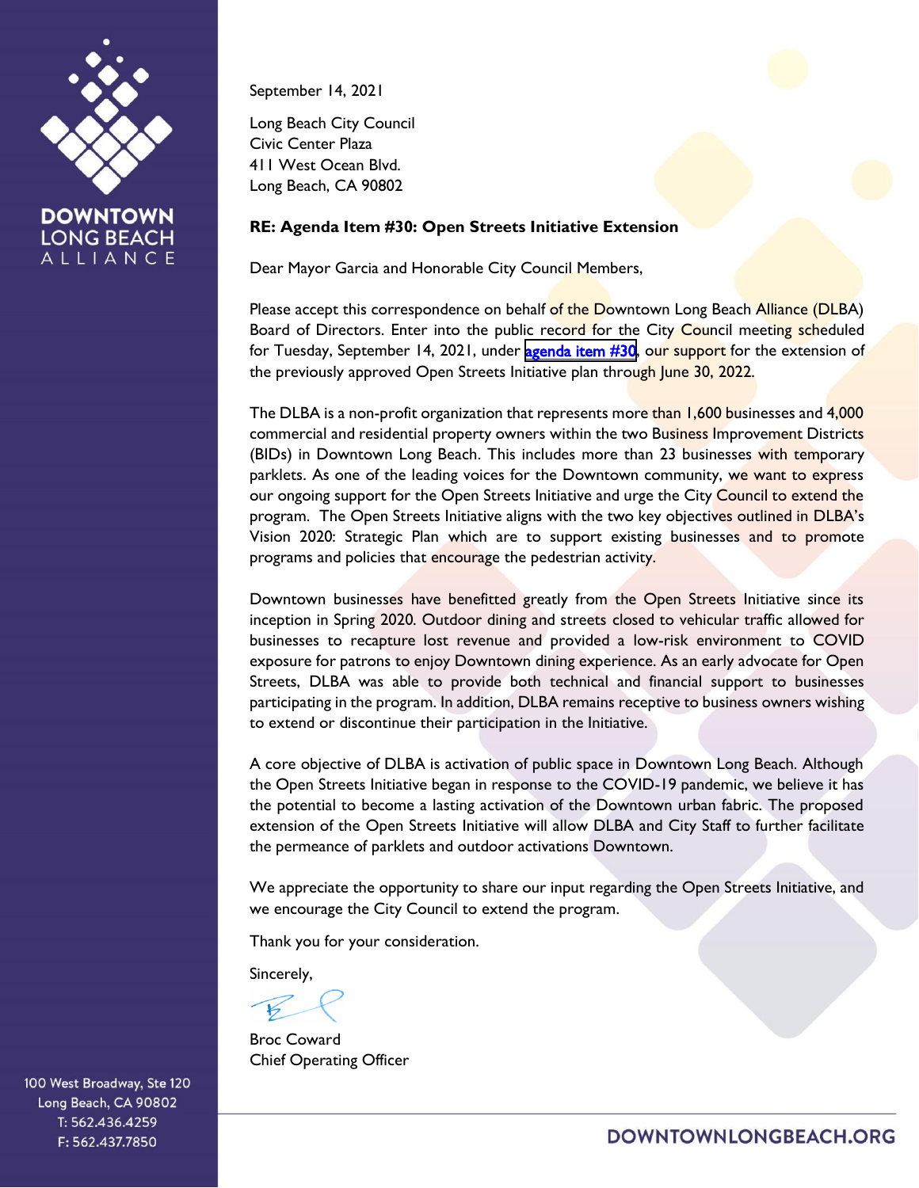DOWNTOWN LONG BEACH ALLIANCE

September 14, 2021

Long Beach City Council
Civic Center Plaza
411 West Ocean Blvd.
Long Beach, CA 90802

**RE: Agenda Item #30: Open Streets Initiative Extension**

Dear Mayor Garcia and Honorable City Council Members,

Please accept this correspondence on behalf of the Downtown Long Beach Alliance (DLBA) Board of Directors. Enter into the public record for the City Council meeting scheduled for Tuesday, September 14, 2021, under agenda item #30, our support for the extension of the previously approved Open Streets Initiative plan through June 30, 2022.

The DLBA is a non-profit organization that represents more than 1,600 businesses and 4,000 commercial and residential property owners within the two Business Improvement Districts (BIDs) in Downtown Long Beach. This includes more than 23 businesses with temporary parklets. As one of the leading voices for the Downtown community, we want to express our ongoing support for the Open Streets Initiative and urge the City Council to extend the program. The Open Streets Initiative aligns with the two key objectives outlined in DLBA's Vision 2020: Strategic Plan which are to support existing businesses and to promote programs and policies that encourage the pedestrian activity.

Downtown businesses have benefitted greatly from the Open Streets Initiative since its inception in Spring 2020. Outdoor dining and streets closed to vehicular traffic allowed for businesses to recapture lost revenue and provided a low-risk environment to COVID exposure for patrons to enjoy Downtown dining experience. As an early advocate for Open Streets, DLBA was able to provide both technical and financial support to businesses participating in the program. In addition, DLBA remains receptive to business owners wishing to extend or discontinue their participation in the Initiative.

A core objective of DLBA is activation of public space in Downtown Long Beach. Although the Open Streets Initiative began in response to the COVID-19 pandemic, we believe it has the potential to become a lasting activation of the Downtown urban fabric. The proposed extension of the Open Streets Initiative will allow DLBA and City Staff to further facilitate the permeance of parklets and outdoor activations Downtown.

We appreciate the opportunity to share our input regarding the Open Streets Initiative, and we encourage the City Council to extend the program.

Thank you for your consideration.

Sincerely,

Broc Coward
Chief Operating Officer

100 West Broadway, Ste 120
Long Beach, CA 90802
T: 562.436.4259
F: 562.437.7850

DOWNTOWNLONGBEACH.ORG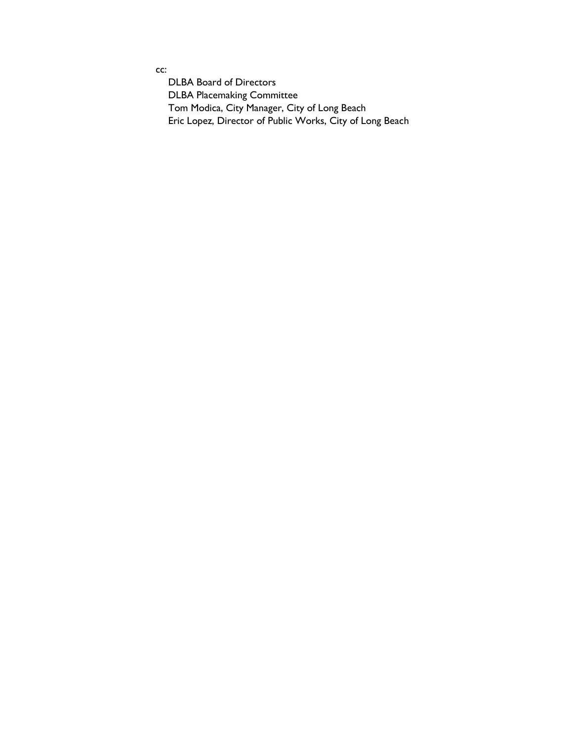cc:

DLBA Board of Directors
DLBA Placemaking Committee
Tom Modica, City Manager, City of Long Beach
Eric Lopez, Director of Public Works, City of Long Beach